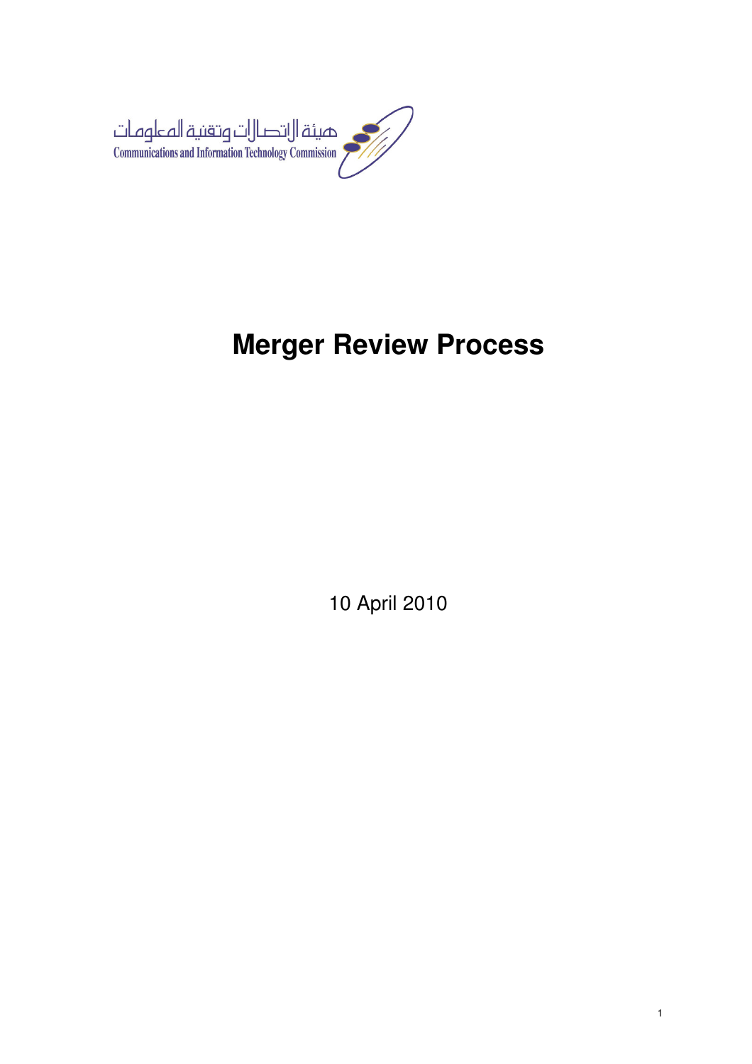هيئة الاتصالات وتقنية المعلومات
Communications and Information Technology Commission

# Merger Review Process

10 April 2010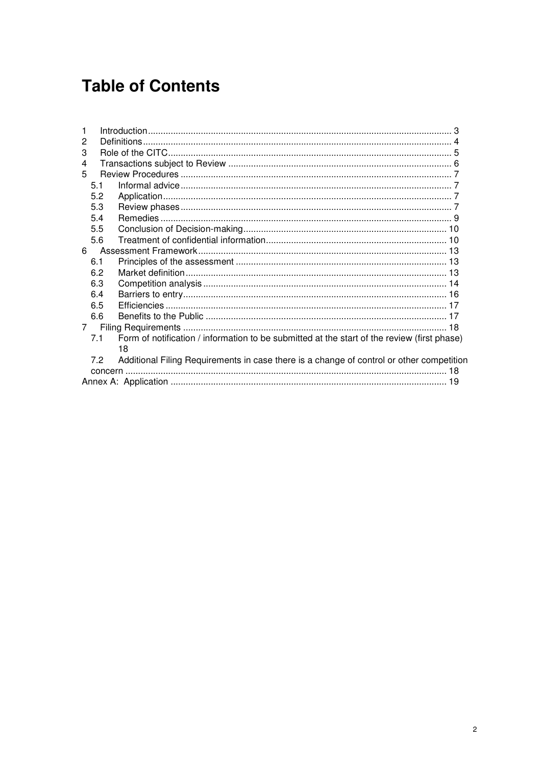# Table of Contents

1 Introduction ........ 3
2 Definitions ........ 4
3 Role of the CITC ........ 5
4 Transactions subject to Review ........ 6
5 Review Procedures ........ 7
  5.1 Informal advice ........ 7
  5.2 Application ........ 7
  5.3 Review phases ........ 7
  5.4 Remedies ........ 9
  5.5 Conclusion of Decision-making ........ 10
  5.6 Treatment of confidential information ........ 10
6 Assessment Framework ........ 13
  6.1 Principles of the assessment ........ 13
  6.2 Market definition ........ 13
  6.3 Competition analysis ........ 14
  6.4 Barriers to entry ........ 16
  6.5 Efficiencies ........ 17
  6.6 Benefits to the Public ........ 17
7 Filing Requirements ........ 18
  7.1 Form of notification / information to be submitted at the start of the review (first phase) 18
  7.2 Additional Filing Requirements in case there is a change of control or other competition concern ........ 18
Annex A: Application ........ 19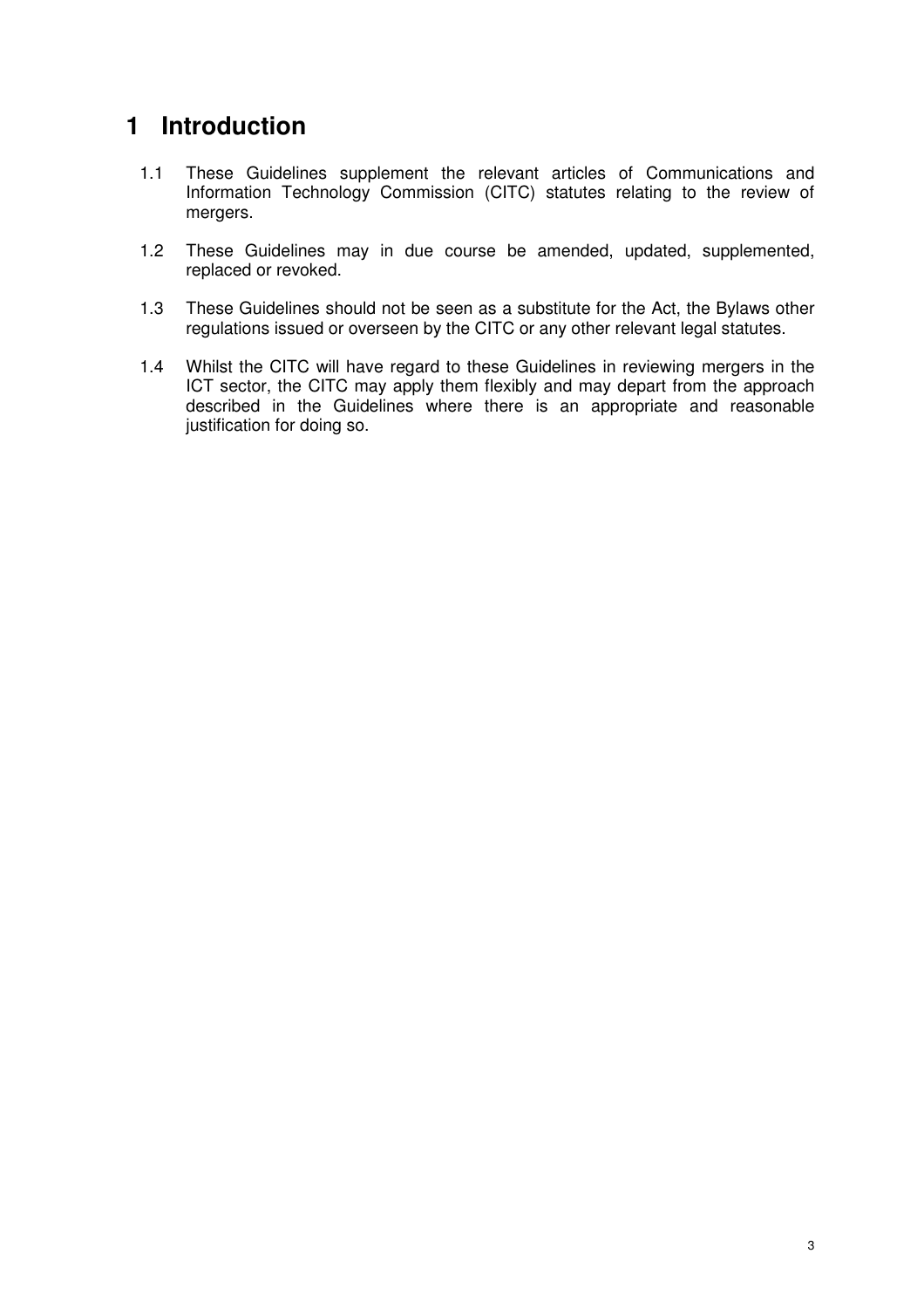# 1 Introduction

1.1 These Guidelines supplement the relevant articles of Communications and Information Technology Commission (CITC) statutes relating to the review of mergers.

1.2 These Guidelines may in due course be amended, updated, supplemented, replaced or revoked.

1.3 These Guidelines should not be seen as a substitute for the Act, the Bylaws other regulations issued or overseen by the CITC or any other relevant legal statutes.

1.4 Whilst the CITC will have regard to these Guidelines in reviewing mergers in the ICT sector, the CITC may apply them flexibly and may depart from the approach described in the Guidelines where there is an appropriate and reasonable justification for doing so.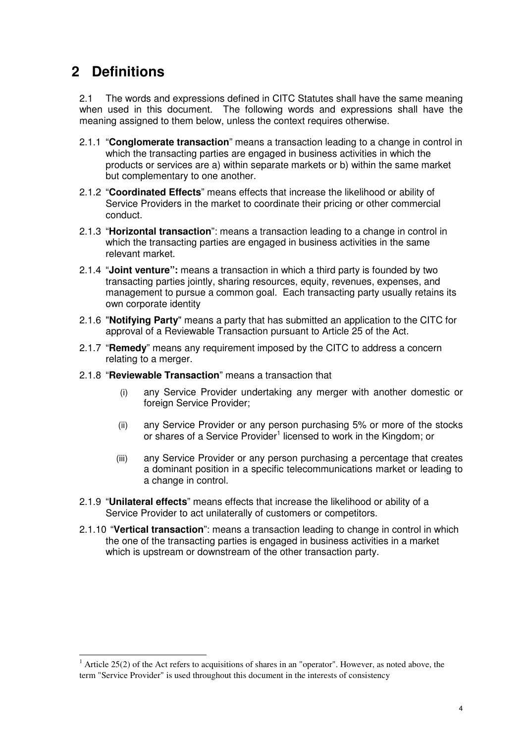# 2 Definitions

2.1 The words and expressions defined in CITC Statutes shall have the same meaning when used in this document. The following words and expressions shall have the meaning assigned to them below, unless the context requires otherwise.

2.1.1 "**Conglomerate transaction**" means a transaction leading to a change in control in which the transacting parties are engaged in business activities in which the products or services are a) within separate markets or b) within the same market but complementary to one another.

2.1.2 "**Coordinated Effects**" means effects that increase the likelihood or ability of Service Providers in the market to coordinate their pricing or other commercial conduct.

2.1.3 "**Horizontal transaction**": means a transaction leading to a change in control in which the transacting parties are engaged in business activities in the same relevant market.

2.1.4 "**Joint venture":** means a transaction in which a third party is founded by two transacting parties jointly, sharing resources, equity, revenues, expenses, and management to pursue a common goal. Each transacting party usually retains its own corporate identity

2.1.6 "**Notifying Party**" means a party that has submitted an application to the CITC for approval of a Reviewable Transaction pursuant to Article 25 of the Act.

2.1.7 "**Remedy**" means any requirement imposed by the CITC to address a concern relating to a merger.

2.1.8 "**Reviewable Transaction**" means a transaction that

(i) any Service Provider undertaking any merger with another domestic or foreign Service Provider;

(ii) any Service Provider or any person purchasing 5% or more of the stocks or shares of a Service Provider[1] licensed to work in the Kingdom; or

(iii) any Service Provider or any person purchasing a percentage that creates a dominant position in a specific telecommunications market or leading to a change in control.

2.1.9 "**Unilateral effects**" means effects that increase the likelihood or ability of a Service Provider to act unilaterally of customers or competitors.

2.1.10 "**Vertical transaction**": means a transaction leading to change in control in which the one of the transacting parties is engaged in business activities in a market which is upstream or downstream of the other transaction party.

[1] Article 25(2) of the Act refers to acquisitions of shares in an "operator". However, as noted above, the term "Service Provider" is used throughout this document in the interests of consistency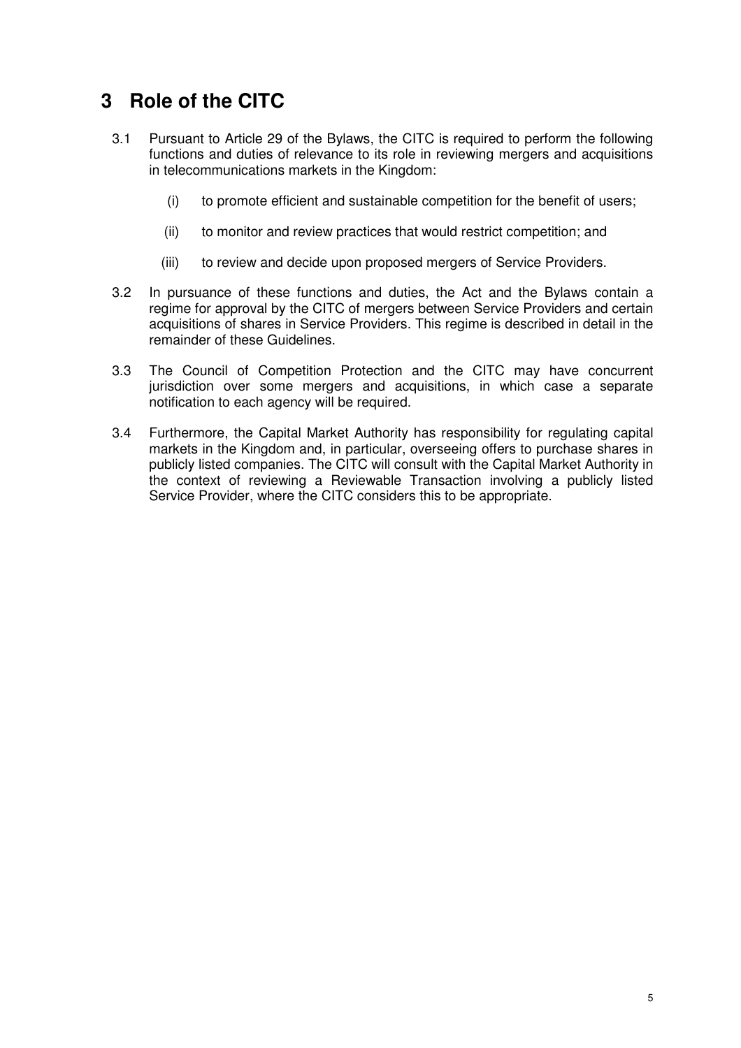# 3 Role of the CITC

3.1 Pursuant to Article 29 of the Bylaws, the CITC is required to perform the following functions and duties of relevance to its role in reviewing mergers and acquisitions in telecommunications markets in the Kingdom:

(i) to promote efficient and sustainable competition for the benefit of users;

(ii) to monitor and review practices that would restrict competition; and

(iii) to review and decide upon proposed mergers of Service Providers.

3.2 In pursuance of these functions and duties, the Act and the Bylaws contain a regime for approval by the CITC of mergers between Service Providers and certain acquisitions of shares in Service Providers. This regime is described in detail in the remainder of these Guidelines.

3.3 The Council of Competition Protection and the CITC may have concurrent jurisdiction over some mergers and acquisitions, in which case a separate notification to each agency will be required.

3.4 Furthermore, the Capital Market Authority has responsibility for regulating capital markets in the Kingdom and, in particular, overseeing offers to purchase shares in publicly listed companies. The CITC will consult with the Capital Market Authority in the context of reviewing a Reviewable Transaction involving a publicly listed Service Provider, where the CITC considers this to be appropriate.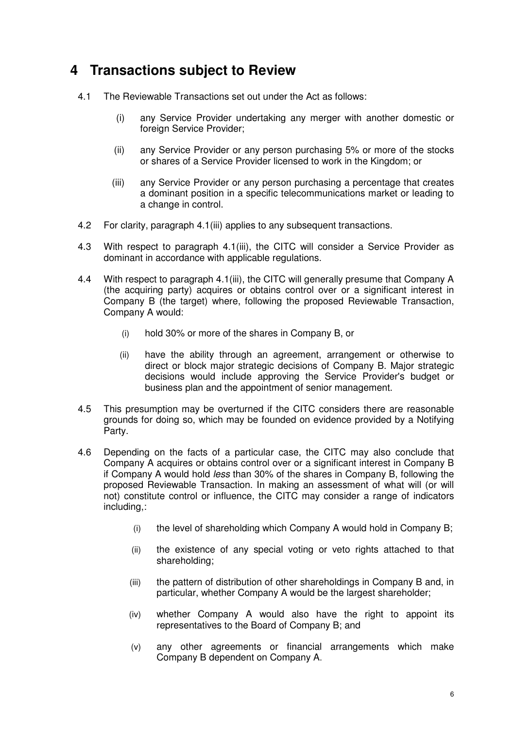# 4 Transactions subject to Review

4.1 The Reviewable Transactions set out under the Act as follows:

(i) any Service Provider undertaking any merger with another domestic or foreign Service Provider;

(ii) any Service Provider or any person purchasing 5% or more of the stocks or shares of a Service Provider licensed to work in the Kingdom; or

(iii) any Service Provider or any person purchasing a percentage that creates a dominant position in a specific telecommunications market or leading to a change in control.

4.2 For clarity, paragraph 4.1(iii) applies to any subsequent transactions.

4.3 With respect to paragraph 4.1(iii), the CITC will consider a Service Provider as dominant in accordance with applicable regulations.

4.4 With respect to paragraph 4.1(iii), the CITC will generally presume that Company A (the acquiring party) acquires or obtains control over or a significant interest in Company B (the target) where, following the proposed Reviewable Transaction, Company A would:

(i) hold 30% or more of the shares in Company B, or

(ii) have the ability through an agreement, arrangement or otherwise to direct or block major strategic decisions of Company B. Major strategic decisions would include approving the Service Provider's budget or business plan and the appointment of senior management.

4.5 This presumption may be overturned if the CITC considers there are reasonable grounds for doing so, which may be founded on evidence provided by a Notifying Party.

4.6 Depending on the facts of a particular case, the CITC may also conclude that Company A acquires or obtains control over or a significant interest in Company B if Company A would hold *less* than 30% of the shares in Company B, following the proposed Reviewable Transaction. In making an assessment of what will (or will not) constitute control or influence, the CITC may consider a range of indicators including,:

(i) the level of shareholding which Company A would hold in Company B;

(ii) the existence of any special voting or veto rights attached to that shareholding;

(iii) the pattern of distribution of other shareholdings in Company B and, in particular, whether Company A would be the largest shareholder;

(iv) whether Company A would also have the right to appoint its representatives to the Board of Company B; and

(v) any other agreements or financial arrangements which make Company B dependent on Company A.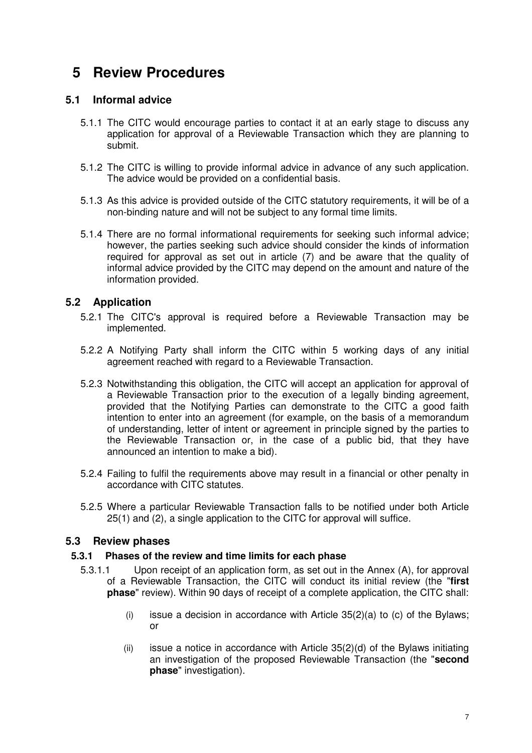# 5 Review Procedures

## 5.1 Informal advice

5.1.1 The CITC would encourage parties to contact it at an early stage to discuss any application for approval of a Reviewable Transaction which they are planning to submit.

5.1.2 The CITC is willing to provide informal advice in advance of any such application. The advice would be provided on a confidential basis.

5.1.3 As this advice is provided outside of the CITC statutory requirements, it will be of a non-binding nature and will not be subject to any formal time limits.

5.1.4 There are no formal informational requirements for seeking such informal advice; however, the parties seeking such advice should consider the kinds of information required for approval as set out in article (7) and be aware that the quality of informal advice provided by the CITC may depend on the amount and nature of the information provided.

## 5.2 Application

5.2.1 The CITC's approval is required before a Reviewable Transaction may be implemented.

5.2.2 A Notifying Party shall inform the CITC within 5 working days of any initial agreement reached with regard to a Reviewable Transaction.

5.2.3 Notwithstanding this obligation, the CITC will accept an application for approval of a Reviewable Transaction prior to the execution of a legally binding agreement, provided that the Notifying Parties can demonstrate to the CITC a good faith intention to enter into an agreement (for example, on the basis of a memorandum of understanding, letter of intent or agreement in principle signed by the parties to the Reviewable Transaction or, in the case of a public bid, that they have announced an intention to make a bid).

5.2.4 Failing to fulfil the requirements above may result in a financial or other penalty in accordance with CITC statutes.

5.2.5 Where a particular Reviewable Transaction falls to be notified under both Article 25(1) and (2), a single application to the CITC for approval will suffice.

## 5.3 Review phases

### 5.3.1 Phases of the review and time limits for each phase

5.3.1.1 Upon receipt of an application form, as set out in the Annex (A), for approval of a Reviewable Transaction, the CITC will conduct its initial review (the "**first phase**" review). Within 90 days of receipt of a complete application, the CITC shall:

(i) issue a decision in accordance with Article 35(2)(a) to (c) of the Bylaws; or

(ii) issue a notice in accordance with Article 35(2)(d) of the Bylaws initiating an investigation of the proposed Reviewable Transaction (the "**second phase**" investigation).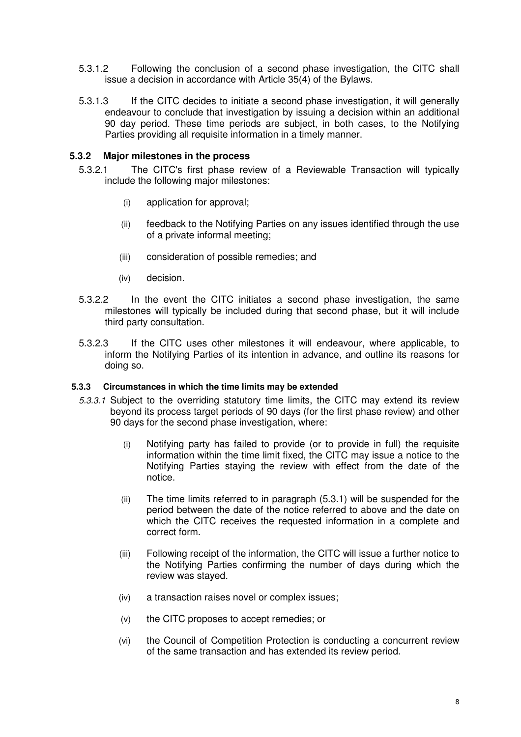5.3.1.2 Following the conclusion of a second phase investigation, the CITC shall issue a decision in accordance with Article 35(4) of the Bylaws.

5.3.1.3 If the CITC decides to initiate a second phase investigation, it will generally endeavour to conclude that investigation by issuing a decision within an additional 90 day period. These time periods are subject, in both cases, to the Notifying Parties providing all requisite information in a timely manner.

### 5.3.2 Major milestones in the process

5.3.2.1 The CITC's first phase review of a Reviewable Transaction will typically include the following major milestones:

(i) application for approval;

(ii) feedback to the Notifying Parties on any issues identified through the use of a private informal meeting;

(iii) consideration of possible remedies; and

(iv) decision.

5.3.2.2 In the event the CITC initiates a second phase investigation, the same milestones will typically be included during that second phase, but it will include third party consultation.

5.3.2.3 If the CITC uses other milestones it will endeavour, where applicable, to inform the Notifying Parties of its intention in advance, and outline its reasons for doing so.

#### 5.3.3 Circumstances in which the time limits may be extended

*5.3.3.1* Subject to the overriding statutory time limits, the CITC may extend its review beyond its process target periods of 90 days (for the first phase review) and other 90 days for the second phase investigation, where:

(i) Notifying party has failed to provide (or to provide in full) the requisite information within the time limit fixed, the CITC may issue a notice to the Notifying Parties staying the review with effect from the date of the notice.

(ii) The time limits referred to in paragraph (5.3.1) will be suspended for the period between the date of the notice referred to above and the date on which the CITC receives the requested information in a complete and correct form.

(iii) Following receipt of the information, the CITC will issue a further notice to the Notifying Parties confirming the number of days during which the review was stayed.

(iv) a transaction raises novel or complex issues;

(v) the CITC proposes to accept remedies; or

(vi) the Council of Competition Protection is conducting a concurrent review of the same transaction and has extended its review period.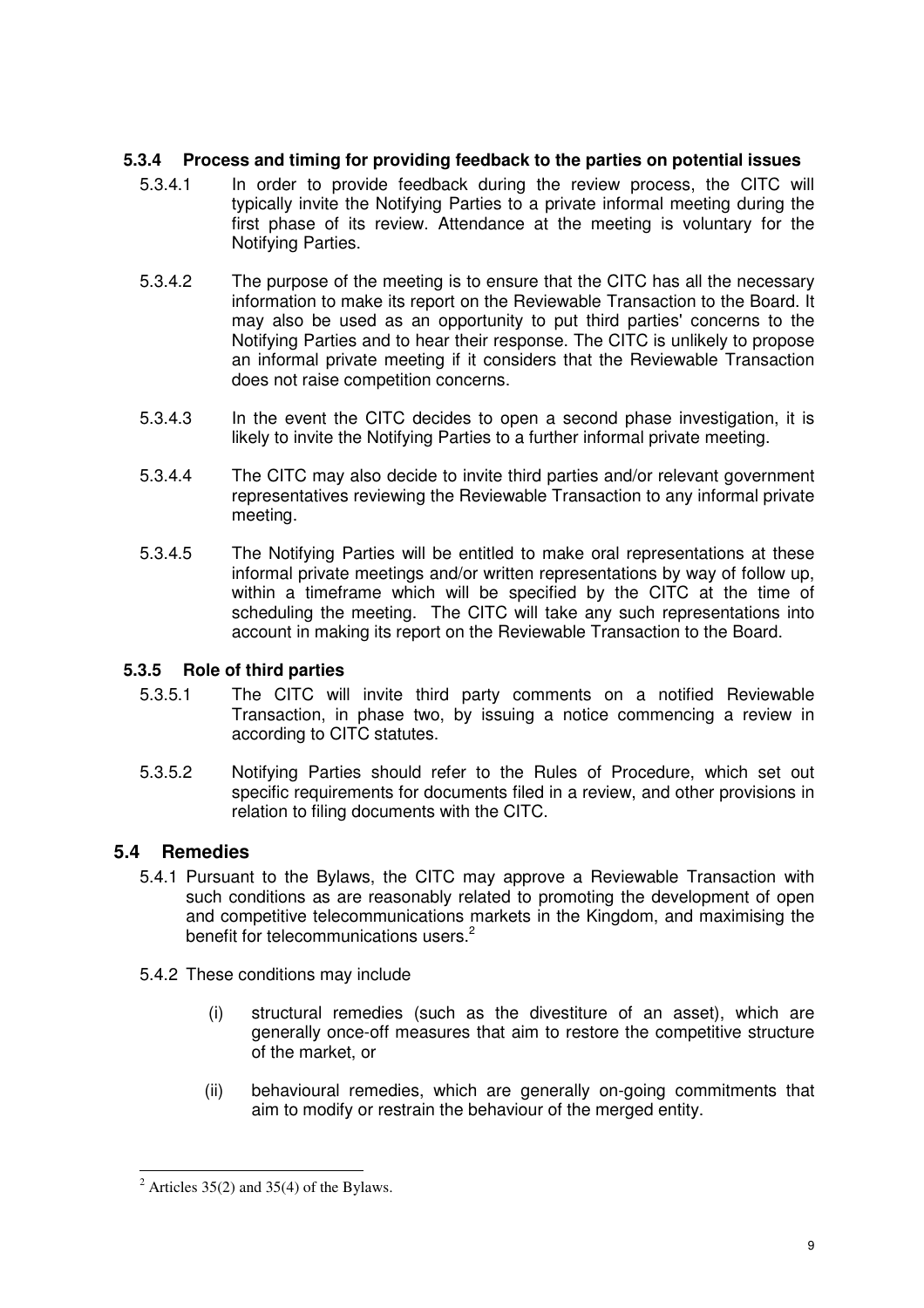#### 5.3.4 Process and timing for providing feedback to the parties on potential issues

5.3.4.1 In order to provide feedback during the review process, the CITC will typically invite the Notifying Parties to a private informal meeting during the first phase of its review. Attendance at the meeting is voluntary for the Notifying Parties.

5.3.4.2 The purpose of the meeting is to ensure that the CITC has all the necessary information to make its report on the Reviewable Transaction to the Board. It may also be used as an opportunity to put third parties' concerns to the Notifying Parties and to hear their response. The CITC is unlikely to propose an informal private meeting if it considers that the Reviewable Transaction does not raise competition concerns.

5.3.4.3 In the event the CITC decides to open a second phase investigation, it is likely to invite the Notifying Parties to a further informal private meeting.

5.3.4.4 The CITC may also decide to invite third parties and/or relevant government representatives reviewing the Reviewable Transaction to any informal private meeting.

5.3.4.5 The Notifying Parties will be entitled to make oral representations at these informal private meetings and/or written representations by way of follow up, within a timeframe which will be specified by the CITC at the time of scheduling the meeting. The CITC will take any such representations into account in making its report on the Reviewable Transaction to the Board.

#### 5.3.5 Role of third parties

5.3.5.1 The CITC will invite third party comments on a notified Reviewable Transaction, in phase two, by issuing a notice commencing a review in according to CITC statutes.

5.3.5.2 Notifying Parties should refer to the Rules of Procedure, which set out specific requirements for documents filed in a review, and other provisions in relation to filing documents with the CITC.

### 5.4 Remedies

5.4.1 Pursuant to the Bylaws, the CITC may approve a Reviewable Transaction with such conditions as are reasonably related to promoting the development of open and competitive telecommunications markets in the Kingdom, and maximising the benefit for telecommunications users.[2]

5.4.2 These conditions may include

(i) structural remedies (such as the divestiture of an asset), which are generally once-off measures that aim to restore the competitive structure of the market, or

(ii) behavioural remedies, which are generally on-going commitments that aim to modify or restrain the behaviour of the merged entity.

---

[2] Articles 35(2) and 35(4) of the Bylaws.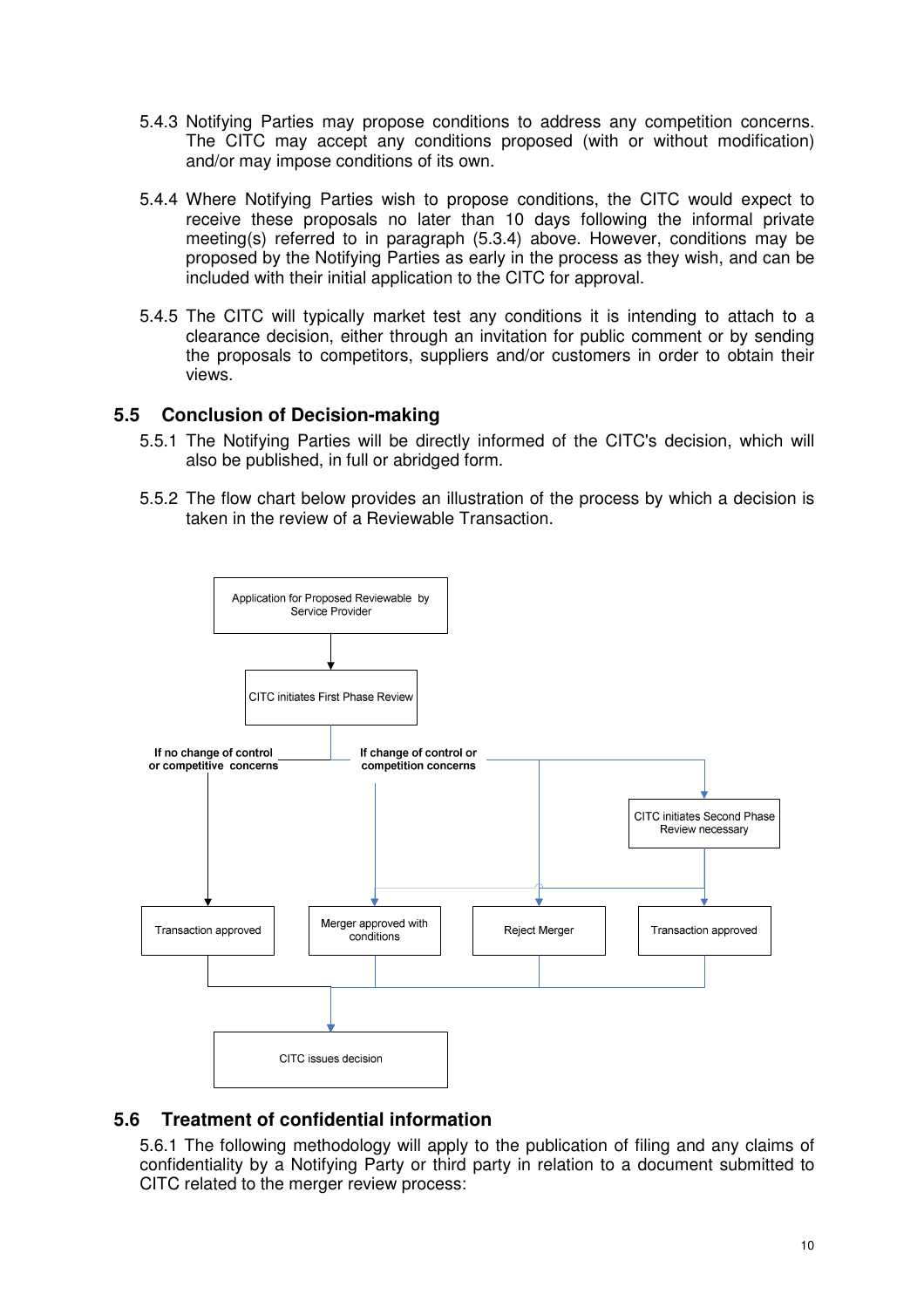5.4.3 Notifying Parties may propose conditions to address any competition concerns. The CITC may accept any conditions proposed (with or without modification) and/or may impose conditions of its own.

5.4.4 Where Notifying Parties wish to propose conditions, the CITC would expect to receive these proposals no later than 10 days following the informal private meeting(s) referred to in paragraph (5.3.4) above. However, conditions may be proposed by the Notifying Parties as early in the process as they wish, and can be included with their initial application to the CITC for approval.

5.4.5 The CITC will typically market test any conditions it is intending to attach to a clearance decision, either through an invitation for public comment or by sending the proposals to competitors, suppliers and/or customers in order to obtain their views.

## 5.5 Conclusion of Decision-making

5.5.1 The Notifying Parties will be directly informed of the CITC's decision, which will also be published, in full or abridged form.

5.5.2 The flow chart below provides an illustration of the process by which a decision is taken in the review of a Reviewable Transaction.

Application for Proposed Reviewable by Service Provider

CITC initiates First Phase Review

**If no change of control or competitive concerns**

**If change of control or competition concerns**

CITC initiates Second Phase Review necessary

Transaction approved

Merger approved with conditions

Reject Merger

Transaction approved

CITC issues decision

## 5.6 Treatment of confidential information

5.6.1 The following methodology will apply to the publication of filing and any claims of confidentiality by a Notifying Party or third party in relation to a document submitted to CITC related to the merger review process: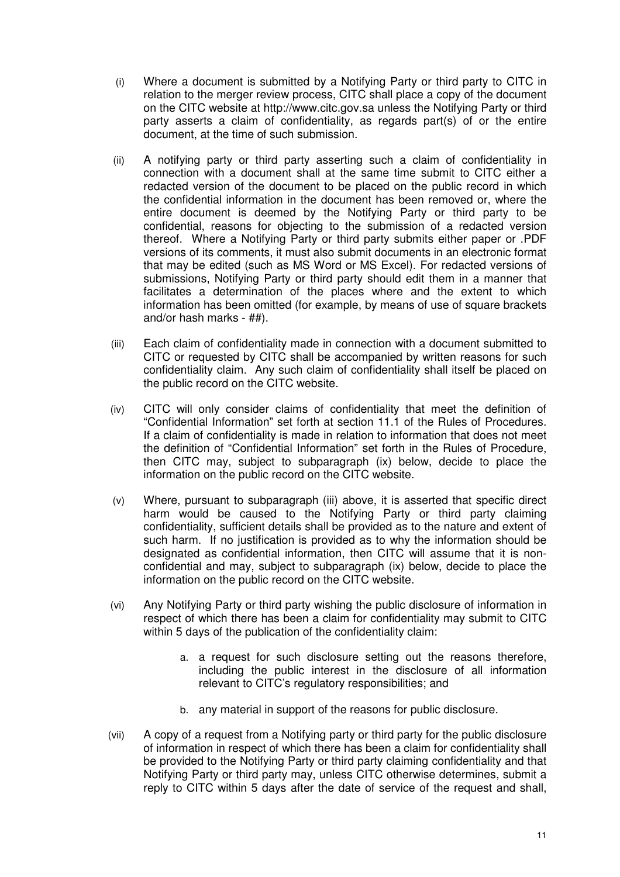(i) Where a document is submitted by a Notifying Party or third party to CITC in relation to the merger review process, CITC shall place a copy of the document on the CITC website at http://www.citc.gov.sa unless the Notifying Party or third party asserts a claim of confidentiality, as regards part(s) of or the entire document, at the time of such submission.

(ii) A notifying party or third party asserting such a claim of confidentiality in connection with a document shall at the same time submit to CITC either a redacted version of the document to be placed on the public record in which the confidential information in the document has been removed or, where the entire document is deemed by the Notifying Party or third party to be confidential, reasons for objecting to the submission of a redacted version thereof. Where a Notifying Party or third party submits either paper or .PDF versions of its comments, it must also submit documents in an electronic format that may be edited (such as MS Word or MS Excel). For redacted versions of submissions, Notifying Party or third party should edit them in a manner that facilitates a determination of the places where and the extent to which information has been omitted (for example, by means of use of square brackets and/or hash marks - ##).

(iii) Each claim of confidentiality made in connection with a document submitted to CITC or requested by CITC shall be accompanied by written reasons for such confidentiality claim. Any such claim of confidentiality shall itself be placed on the public record on the CITC website.

(iv) CITC will only consider claims of confidentiality that meet the definition of "Confidential Information" set forth at section 11.1 of the Rules of Procedures. If a claim of confidentiality is made in relation to information that does not meet the definition of "Confidential Information" set forth in the Rules of Procedure, then CITC may, subject to subparagraph (ix) below, decide to place the information on the public record on the CITC website.

(v) Where, pursuant to subparagraph (iii) above, it is asserted that specific direct harm would be caused to the Notifying Party or third party claiming confidentiality, sufficient details shall be provided as to the nature and extent of such harm. If no justification is provided as to why the information should be designated as confidential information, then CITC will assume that it is non-confidential and may, subject to subparagraph (ix) below, decide to place the information on the public record on the CITC website.

(vi) Any Notifying Party or third party wishing the public disclosure of information in respect of which there has been a claim for confidentiality may submit to CITC within 5 days of the publication of the confidentiality claim:

   a. a request for such disclosure setting out the reasons therefore, including the public interest in the disclosure of all information relevant to CITC's regulatory responsibilities; and

   b. any material in support of the reasons for public disclosure.

(vii) A copy of a request from a Notifying party or third party for the public disclosure of information in respect of which there has been a claim for confidentiality shall be provided to the Notifying Party or third party claiming confidentiality and that Notifying Party or third party may, unless CITC otherwise determines, submit a reply to CITC within 5 days after the date of service of the request and shall,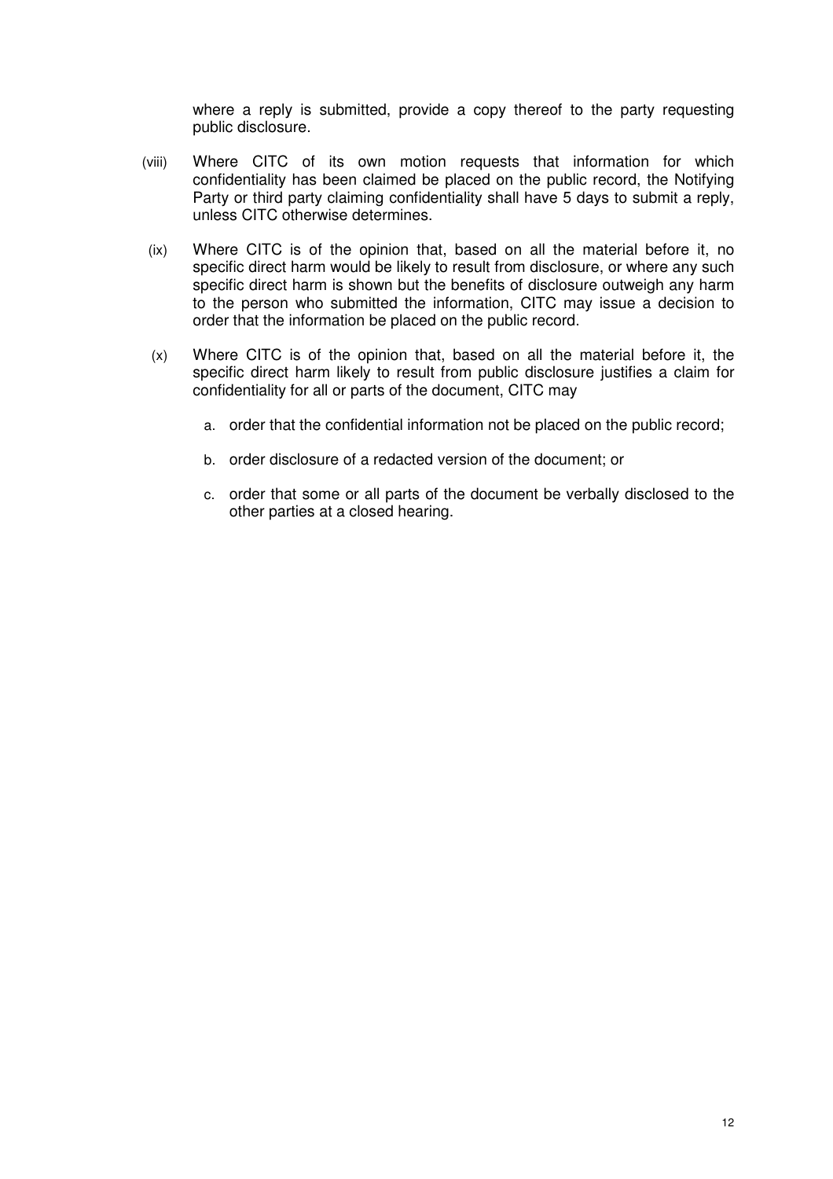where a reply is submitted, provide a copy thereof to the party requesting public disclosure.

(viii) Where CITC of its own motion requests that information for which confidentiality has been claimed be placed on the public record, the Notifying Party or third party claiming confidentiality shall have 5 days to submit a reply, unless CITC otherwise determines.

(ix) Where CITC is of the opinion that, based on all the material before it, no specific direct harm would be likely to result from disclosure, or where any such specific direct harm is shown but the benefits of disclosure outweigh any harm to the person who submitted the information, CITC may issue a decision to order that the information be placed on the public record.

(x) Where CITC is of the opinion that, based on all the material before it, the specific direct harm likely to result from public disclosure justifies a claim for confidentiality for all or parts of the document, CITC may

a. order that the confidential information not be placed on the public record;

b. order disclosure of a redacted version of the document; or

c. order that some or all parts of the document be verbally disclosed to the other parties at a closed hearing.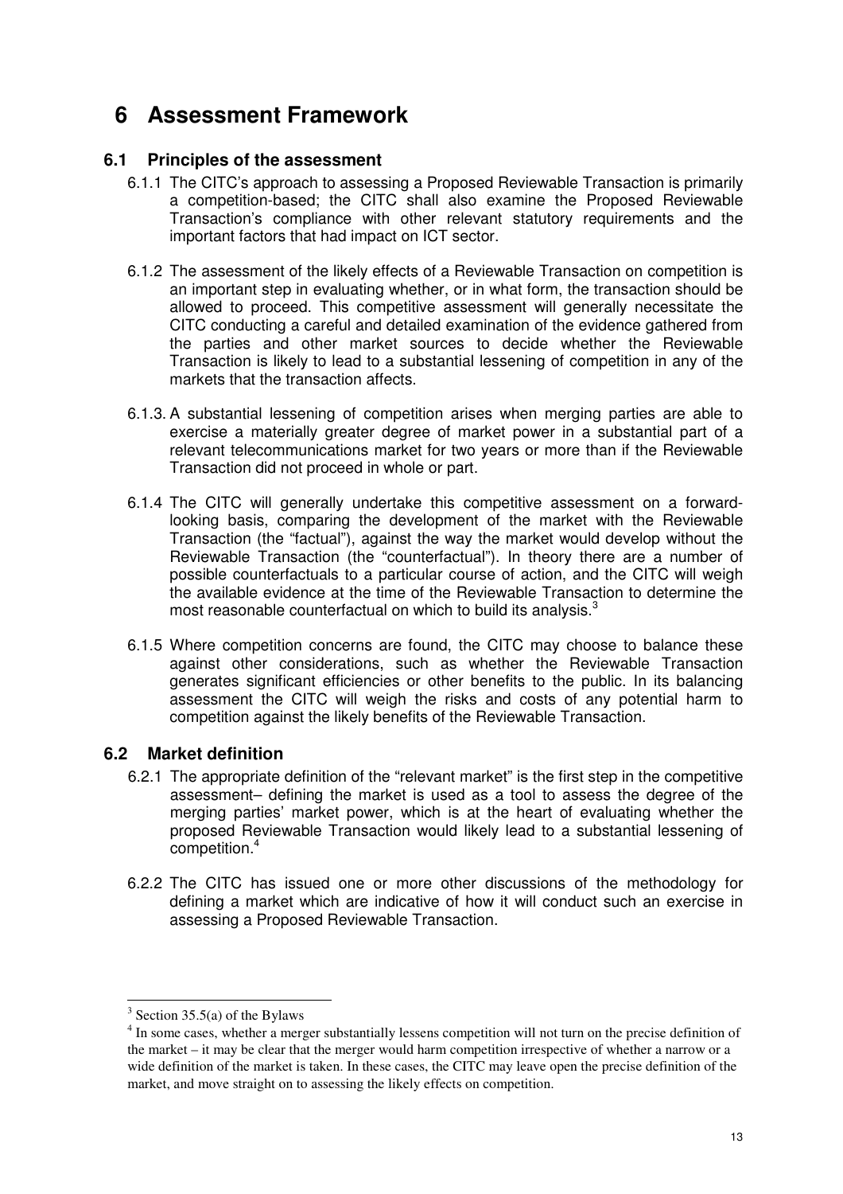# 6 Assessment Framework

## 6.1 Principles of the assessment

6.1.1 The CITC's approach to assessing a Proposed Reviewable Transaction is primarily a competition-based; the CITC shall also examine the Proposed Reviewable Transaction's compliance with other relevant statutory requirements and the important factors that had impact on ICT sector.

6.1.2 The assessment of the likely effects of a Reviewable Transaction on competition is an important step in evaluating whether, or in what form, the transaction should be allowed to proceed. This competitive assessment will generally necessitate the CITC conducting a careful and detailed examination of the evidence gathered from the parties and other market sources to decide whether the Reviewable Transaction is likely to lead to a substantial lessening of competition in any of the markets that the transaction affects.

6.1.3. A substantial lessening of competition arises when merging parties are able to exercise a materially greater degree of market power in a substantial part of a relevant telecommunications market for two years or more than if the Reviewable Transaction did not proceed in whole or part.

6.1.4 The CITC will generally undertake this competitive assessment on a forward-looking basis, comparing the development of the market with the Reviewable Transaction (the "factual"), against the way the market would develop without the Reviewable Transaction (the "counterfactual"). In theory there are a number of possible counterfactuals to a particular course of action, and the CITC will weigh the available evidence at the time of the Reviewable Transaction to determine the most reasonable counterfactual on which to build its analysis.[3]

6.1.5 Where competition concerns are found, the CITC may choose to balance these against other considerations, such as whether the Reviewable Transaction generates significant efficiencies or other benefits to the public. In its balancing assessment the CITC will weigh the risks and costs of any potential harm to competition against the likely benefits of the Reviewable Transaction.

## 6.2 Market definition

6.2.1 The appropriate definition of the "relevant market" is the first step in the competitive assessment– defining the market is used as a tool to assess the degree of the merging parties' market power, which is at the heart of evaluating whether the proposed Reviewable Transaction would likely lead to a substantial lessening of competition.[4]

6.2.2 The CITC has issued one or more other discussions of the methodology for defining a market which are indicative of how it will conduct such an exercise in assessing a Proposed Reviewable Transaction.

---

[3] Section 35.5(a) of the Bylaws

[4] In some cases, whether a merger substantially lessens competition will not turn on the precise definition of the market – it may be clear that the merger would harm competition irrespective of whether a narrow or a wide definition of the market is taken. In these cases, the CITC may leave open the precise definition of the market, and move straight on to assessing the likely effects on competition.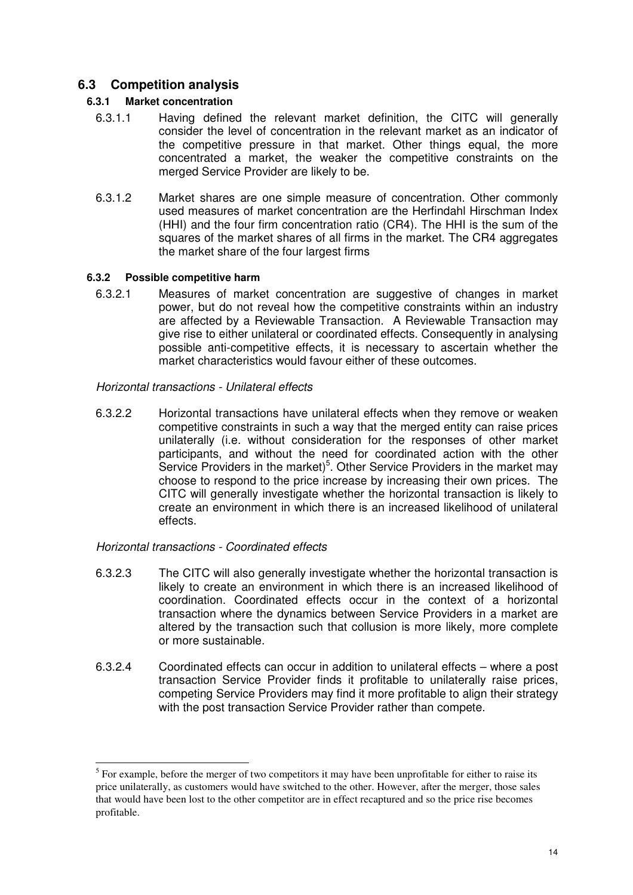## 6.3 Competition analysis

### 6.3.1 Market concentration

6.3.1.1 Having defined the relevant market definition, the CITC will generally consider the level of concentration in the relevant market as an indicator of the competitive pressure in that market. Other things equal, the more concentrated a market, the weaker the competitive constraints on the merged Service Provider are likely to be.

6.3.1.2 Market shares are one simple measure of concentration. Other commonly used measures of market concentration are the Herfindahl Hirschman Index (HHI) and the four firm concentration ratio (CR4). The HHI is the sum of the squares of the market shares of all firms in the market. The CR4 aggregates the market share of the four largest firms

### 6.3.2 Possible competitive harm

6.3.2.1 Measures of market concentration are suggestive of changes in market power, but do not reveal how the competitive constraints within an industry are affected by a Reviewable Transaction. A Reviewable Transaction may give rise to either unilateral or coordinated effects. Consequently in analysing possible anti-competitive effects, it is necessary to ascertain whether the market characteristics would favour either of these outcomes.

*Horizontal transactions - Unilateral effects*

6.3.2.2 Horizontal transactions have unilateral effects when they remove or weaken competitive constraints in such a way that the merged entity can raise prices unilaterally (i.e. without consideration for the responses of other market participants, and without the need for coordinated action with the other Service Providers in the market)[5]. Other Service Providers in the market may choose to respond to the price increase by increasing their own prices. The CITC will generally investigate whether the horizontal transaction is likely to create an environment in which there is an increased likelihood of unilateral effects.

*Horizontal transactions - Coordinated effects*

6.3.2.3 The CITC will also generally investigate whether the horizontal transaction is likely to create an environment in which there is an increased likelihood of coordination. Coordinated effects occur in the context of a horizontal transaction where the dynamics between Service Providers in a market are altered by the transaction such that collusion is more likely, more complete or more sustainable.

6.3.2.4 Coordinated effects can occur in addition to unilateral effects – where a post transaction Service Provider finds it profitable to unilaterally raise prices, competing Service Providers may find it more profitable to align their strategy with the post transaction Service Provider rather than compete.

---

[5] For example, before the merger of two competitors it may have been unprofitable for either to raise its price unilaterally, as customers would have switched to the other. However, after the merger, those sales that would have been lost to the other competitor are in effect recaptured and so the price rise becomes profitable.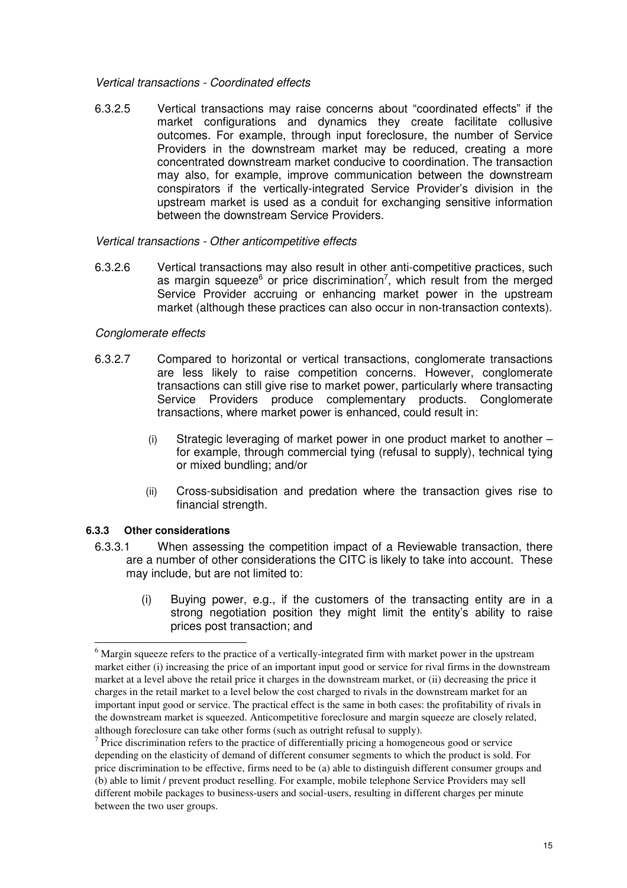*Vertical transactions - Coordinated effects*

6.3.2.5 Vertical transactions may raise concerns about "coordinated effects" if the market configurations and dynamics they create facilitate collusive outcomes. For example, through input foreclosure, the number of Service Providers in the downstream market may be reduced, creating a more concentrated downstream market conducive to coordination. The transaction may also, for example, improve communication between the downstream conspirators if the vertically-integrated Service Provider's division in the upstream market is used as a conduit for exchanging sensitive information between the downstream Service Providers.

*Vertical transactions - Other anticompetitive effects*

6.3.2.6 Vertical transactions may also result in other anti-competitive practices, such as margin squeeze[6] or price discrimination[7], which result from the merged Service Provider accruing or enhancing market power in the upstream market (although these practices can also occur in non-transaction contexts).

*Conglomerate effects*

6.3.2.7 Compared to horizontal or vertical transactions, conglomerate transactions are less likely to raise competition concerns. However, conglomerate transactions can still give rise to market power, particularly where transacting Service Providers produce complementary products. Conglomerate transactions, where market power is enhanced, could result in:

(i) Strategic leveraging of market power in one product market to another – for example, through commercial tying (refusal to supply), technical tying or mixed bundling; and/or

(ii) Cross-subsidisation and predation where the transaction gives rise to financial strength.

**6.3.3 Other considerations**

6.3.3.1 When assessing the competition impact of a Reviewable transaction, there are a number of other considerations the CITC is likely to take into account. These may include, but are not limited to:

(i) Buying power, e.g., if the customers of the transacting entity are in a strong negotiation position they might limit the entity's ability to raise prices post transaction; and

---

[6] Margin squeeze refers to the practice of a vertically-integrated firm with market power in the upstream market either (i) increasing the price of an important input good or service for rival firms in the downstream market at a level above the retail price it charges in the downstream market, or (ii) decreasing the price it charges in the retail market to a level below the cost charged to rivals in the downstream market for an important input good or service. The practical effect is the same in both cases: the profitability of rivals in the downstream market is squeezed. Anticompetitive foreclosure and margin squeeze are closely related, although foreclosure can take other forms (such as outright refusal to supply).

[7] Price discrimination refers to the practice of differentially pricing a homogeneous good or service depending on the elasticity of demand of different consumer segments to which the product is sold. For price discrimination to be effective, firms need to be (a) able to distinguish different consumer groups and (b) able to limit / prevent product reselling. For example, mobile telephone Service Providers may sell different mobile packages to business-users and social-users, resulting in different charges per minute between the two user groups.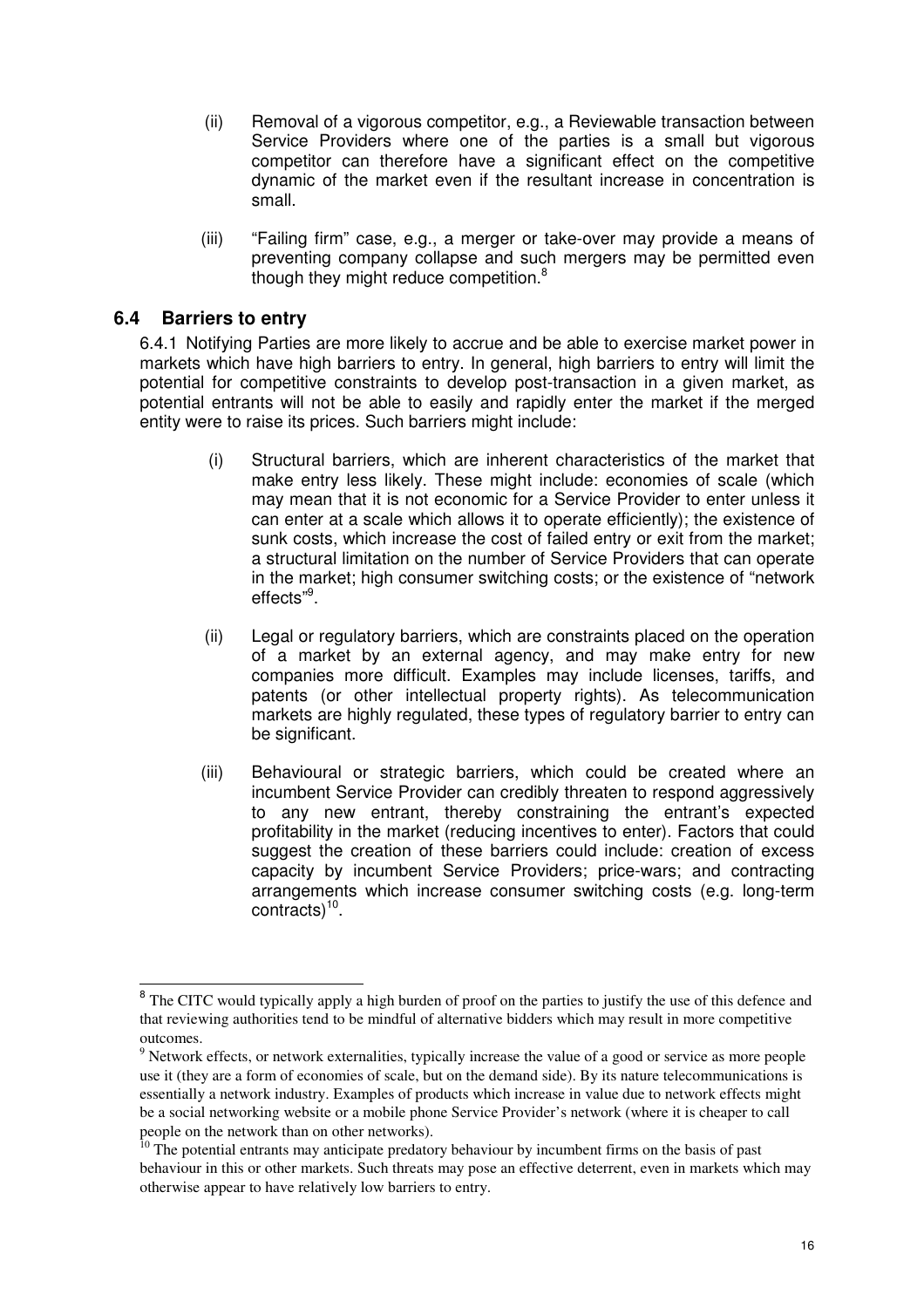(ii) Removal of a vigorous competitor, e.g., a Reviewable transaction between Service Providers where one of the parties is a small but vigorous competitor can therefore have a significant effect on the competitive dynamic of the market even if the resultant increase in concentration is small.

(iii) "Failing firm" case, e.g., a merger or take-over may provide a means of preventing company collapse and such mergers may be permitted even though they might reduce competition.[8]

## 6.4 Barriers to entry

6.4.1 Notifying Parties are more likely to accrue and be able to exercise market power in markets which have high barriers to entry. In general, high barriers to entry will limit the potential for competitive constraints to develop post-transaction in a given market, as potential entrants will not be able to easily and rapidly enter the market if the merged entity were to raise its prices. Such barriers might include:

(i) Structural barriers, which are inherent characteristics of the market that make entry less likely. These might include: economies of scale (which may mean that it is not economic for a Service Provider to enter unless it can enter at a scale which allows it to operate efficiently); the existence of sunk costs, which increase the cost of failed entry or exit from the market; a structural limitation on the number of Service Providers that can operate in the market; high consumer switching costs; or the existence of "network effects"[9].

(ii) Legal or regulatory barriers, which are constraints placed on the operation of a market by an external agency, and may make entry for new companies more difficult. Examples may include licenses, tariffs, and patents (or other intellectual property rights). As telecommunication markets are highly regulated, these types of regulatory barrier to entry can be significant.

(iii) Behavioural or strategic barriers, which could be created where an incumbent Service Provider can credibly threaten to respond aggressively to any new entrant, thereby constraining the entrant's expected profitability in the market (reducing incentives to enter). Factors that could suggest the creation of these barriers could include: creation of excess capacity by incumbent Service Providers; price-wars; and contracting arrangements which increase consumer switching costs (e.g. long-term contracts)[10].

---

[8] The CITC would typically apply a high burden of proof on the parties to justify the use of this defence and that reviewing authorities tend to be mindful of alternative bidders which may result in more competitive outcomes.

[9] Network effects, or network externalities, typically increase the value of a good or service as more people use it (they are a form of economies of scale, but on the demand side). By its nature telecommunications is essentially a network industry. Examples of products which increase in value due to network effects might be a social networking website or a mobile phone Service Provider's network (where it is cheaper to call people on the network than on other networks).

[10] The potential entrants may anticipate predatory behaviour by incumbent firms on the basis of past behaviour in this or other markets. Such threats may pose an effective deterrent, even in markets which may otherwise appear to have relatively low barriers to entry.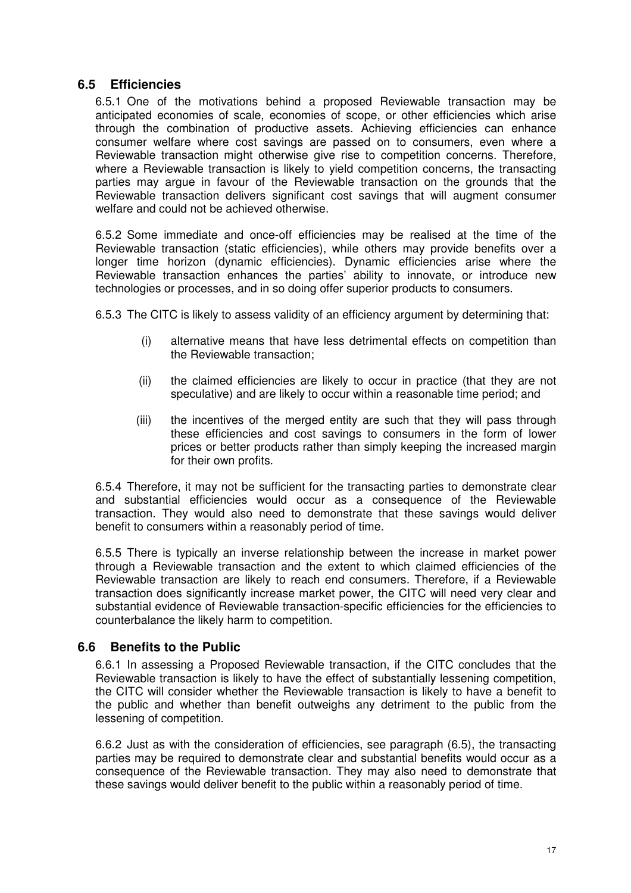## 6.5 Efficiencies

6.5.1 One of the motivations behind a proposed Reviewable transaction may be anticipated economies of scale, economies of scope, or other efficiencies which arise through the combination of productive assets. Achieving efficiencies can enhance consumer welfare where cost savings are passed on to consumers, even where a Reviewable transaction might otherwise give rise to competition concerns. Therefore, where a Reviewable transaction is likely to yield competition concerns, the transacting parties may argue in favour of the Reviewable transaction on the grounds that the Reviewable transaction delivers significant cost savings that will augment consumer welfare and could not be achieved otherwise.

6.5.2 Some immediate and once-off efficiencies may be realised at the time of the Reviewable transaction (static efficiencies), while others may provide benefits over a longer time horizon (dynamic efficiencies). Dynamic efficiencies arise where the Reviewable transaction enhances the parties' ability to innovate, or introduce new technologies or processes, and in so doing offer superior products to consumers.

6.5.3 The CITC is likely to assess validity of an efficiency argument by determining that:

(i) alternative means that have less detrimental effects on competition than the Reviewable transaction;

(ii) the claimed efficiencies are likely to occur in practice (that they are not speculative) and are likely to occur within a reasonable time period; and

(iii) the incentives of the merged entity are such that they will pass through these efficiencies and cost savings to consumers in the form of lower prices or better products rather than simply keeping the increased margin for their own profits.

6.5.4 Therefore, it may not be sufficient for the transacting parties to demonstrate clear and substantial efficiencies would occur as a consequence of the Reviewable transaction. They would also need to demonstrate that these savings would deliver benefit to consumers within a reasonably period of time.

6.5.5 There is typically an inverse relationship between the increase in market power through a Reviewable transaction and the extent to which claimed efficiencies of the Reviewable transaction are likely to reach end consumers. Therefore, if a Reviewable transaction does significantly increase market power, the CITC will need very clear and substantial evidence of Reviewable transaction-specific efficiencies for the efficiencies to counterbalance the likely harm to competition.

## 6.6 Benefits to the Public

6.6.1 In assessing a Proposed Reviewable transaction, if the CITC concludes that the Reviewable transaction is likely to have the effect of substantially lessening competition, the CITC will consider whether the Reviewable transaction is likely to have a benefit to the public and whether than benefit outweighs any detriment to the public from the lessening of competition.

6.6.2 Just as with the consideration of efficiencies, see paragraph (6.5), the transacting parties may be required to demonstrate clear and substantial benefits would occur as a consequence of the Reviewable transaction. They may also need to demonstrate that these savings would deliver benefit to the public within a reasonably period of time.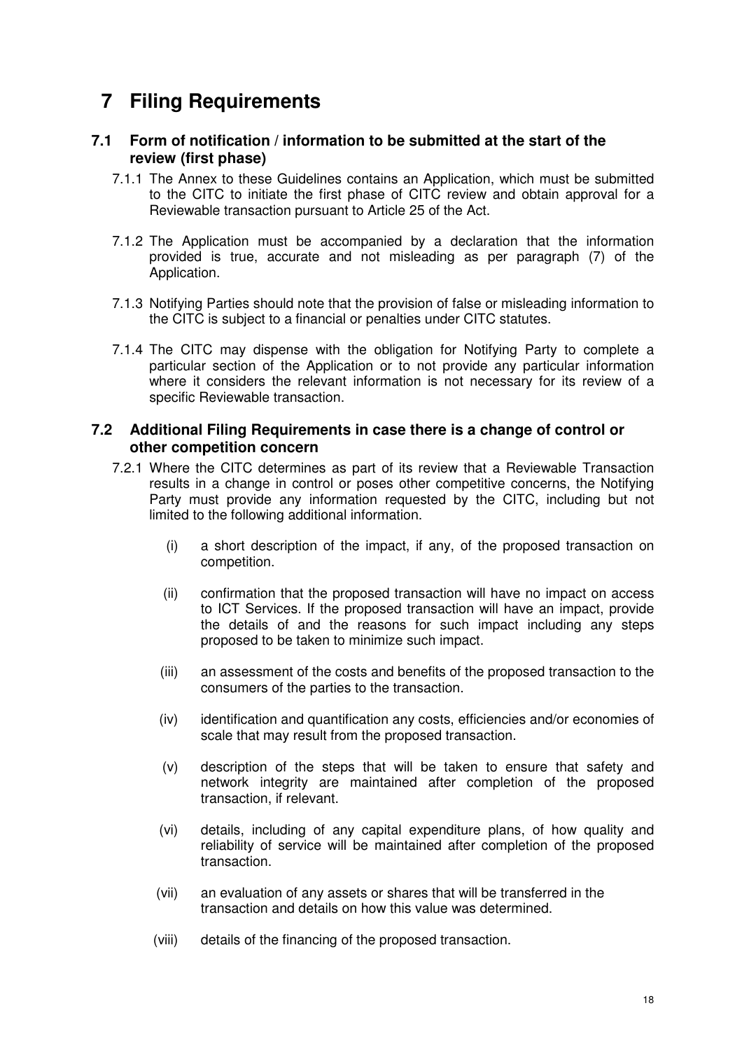# 7 Filing Requirements

## 7.1 Form of notification / information to be submitted at the start of the review (first phase)

7.1.1 The Annex to these Guidelines contains an Application, which must be submitted to the CITC to initiate the first phase of CITC review and obtain approval for a Reviewable transaction pursuant to Article 25 of the Act.

7.1.2 The Application must be accompanied by a declaration that the information provided is true, accurate and not misleading as per paragraph (7) of the Application.

7.1.3 Notifying Parties should note that the provision of false or misleading information to the CITC is subject to a financial or penalties under CITC statutes.

7.1.4 The CITC may dispense with the obligation for Notifying Party to complete a particular section of the Application or to not provide any particular information where it considers the relevant information is not necessary for its review of a specific Reviewable transaction.

## 7.2 Additional Filing Requirements in case there is a change of control or other competition concern

7.2.1 Where the CITC determines as part of its review that a Reviewable Transaction results in a change in control or poses other competitive concerns, the Notifying Party must provide any information requested by the CITC, including but not limited to the following additional information.

(i) a short description of the impact, if any, of the proposed transaction on competition.

(ii) confirmation that the proposed transaction will have no impact on access to ICT Services. If the proposed transaction will have an impact, provide the details of and the reasons for such impact including any steps proposed to be taken to minimize such impact.

(iii) an assessment of the costs and benefits of the proposed transaction to the consumers of the parties to the transaction.

(iv) identification and quantification any costs, efficiencies and/or economies of scale that may result from the proposed transaction.

(v) description of the steps that will be taken to ensure that safety and network integrity are maintained after completion of the proposed transaction, if relevant.

(vi) details, including of any capital expenditure plans, of how quality and reliability of service will be maintained after completion of the proposed transaction.

(vii) an evaluation of any assets or shares that will be transferred in the transaction and details on how this value was determined.

(viii) details of the financing of the proposed transaction.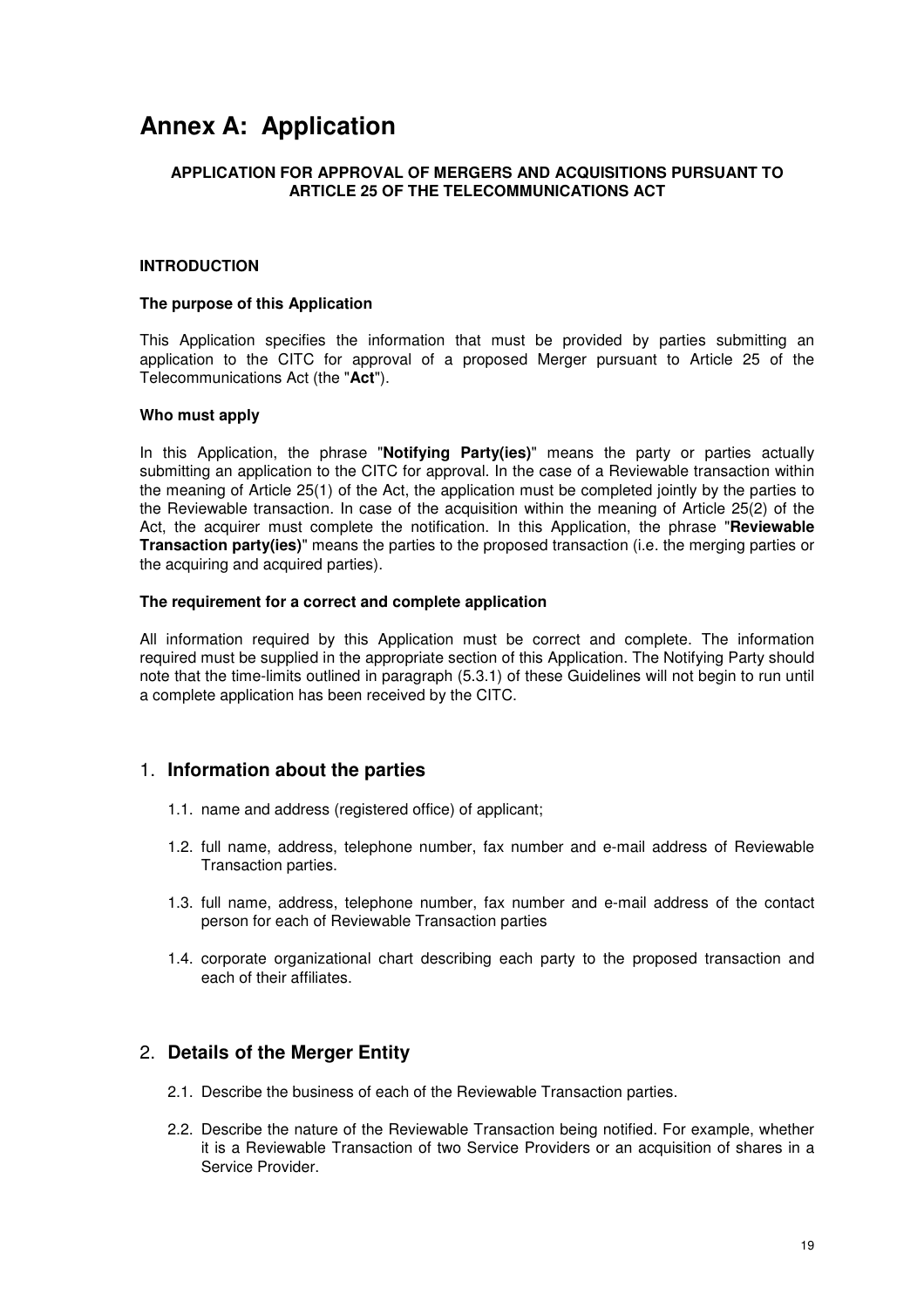# Annex A: Application

**APPLICATION FOR APPROVAL OF MERGERS AND ACQUISITIONS PURSUANT TO ARTICLE 25 OF THE TELECOMMUNICATIONS ACT**

**INTRODUCTION**

**The purpose of this Application**

This Application specifies the information that must be provided by parties submitting an application to the CITC for approval of a proposed Merger pursuant to Article 25 of the Telecommunications Act (the "**Act**").

**Who must apply**

In this Application, the phrase "**Notifying Party(ies)**" means the party or parties actually submitting an application to the CITC for approval. In the case of a Reviewable transaction within the meaning of Article 25(1) of the Act, the application must be completed jointly by the parties to the Reviewable transaction. In case of the acquisition within the meaning of Article 25(2) of the Act, the acquirer must complete the notification. In this Application, the phrase "**Reviewable Transaction party(ies)**" means the parties to the proposed transaction (i.e. the merging parties or the acquiring and acquired parties).

**The requirement for a correct and complete application**

All information required by this Application must be correct and complete. The information required must be supplied in the appropriate section of this Application. The Notifying Party should note that the time-limits outlined in paragraph (5.3.1) of these Guidelines will not begin to run until a complete application has been received by the CITC.

## 1. Information about the parties

1.1. name and address (registered office) of applicant;

1.2. full name, address, telephone number, fax number and e-mail address of Reviewable Transaction parties.

1.3. full name, address, telephone number, fax number and e-mail address of the contact person for each of Reviewable Transaction parties

1.4. corporate organizational chart describing each party to the proposed transaction and each of their affiliates.

## 2. Details of the Merger Entity

2.1. Describe the business of each of the Reviewable Transaction parties.

2.2. Describe the nature of the Reviewable Transaction being notified. For example, whether it is a Reviewable Transaction of two Service Providers or an acquisition of shares in a Service Provider.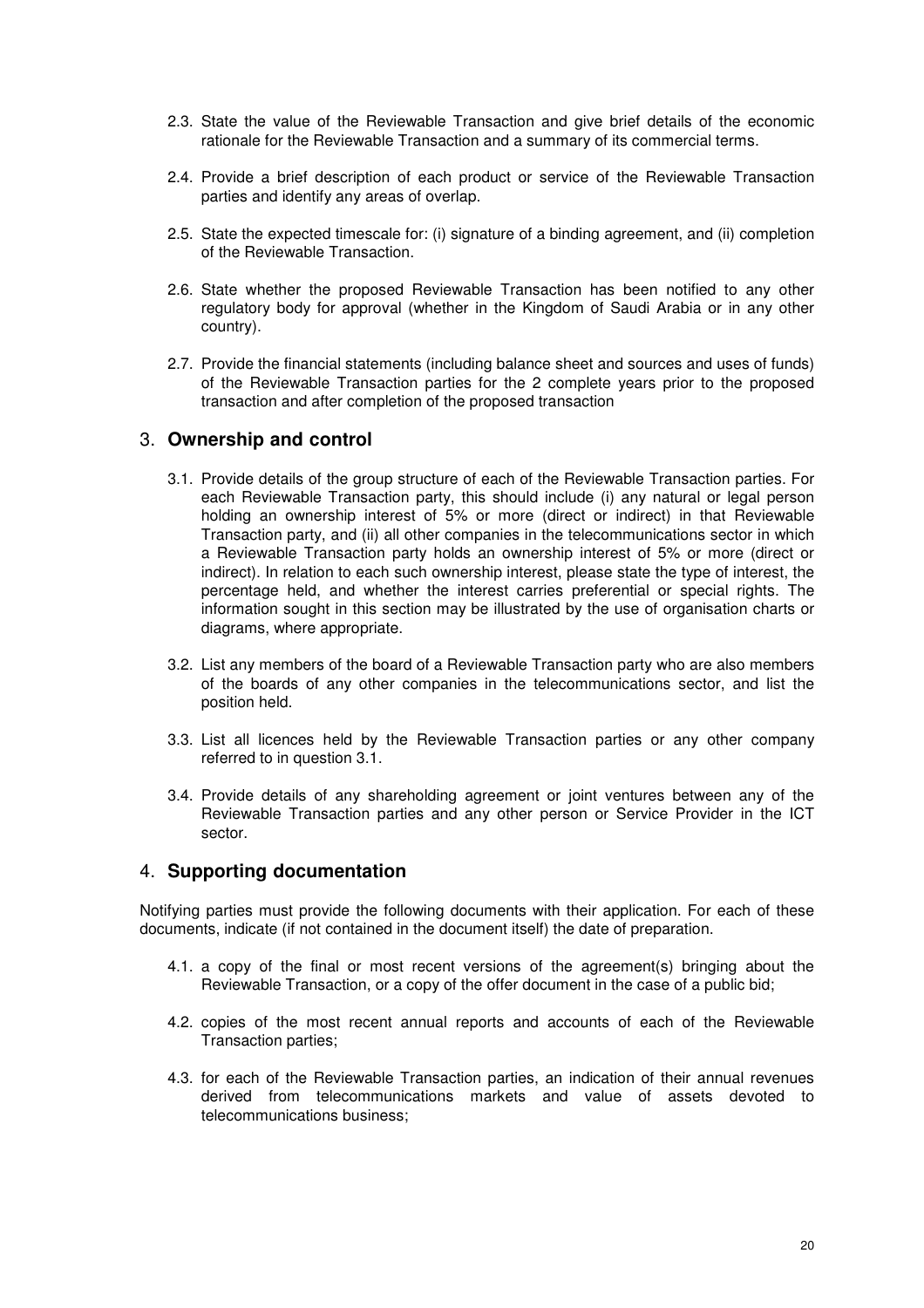2.3. State the value of the Reviewable Transaction and give brief details of the economic rationale for the Reviewable Transaction and a summary of its commercial terms.

2.4. Provide a brief description of each product or service of the Reviewable Transaction parties and identify any areas of overlap.

2.5. State the expected timescale for: (i) signature of a binding agreement, and (ii) completion of the Reviewable Transaction.

2.6. State whether the proposed Reviewable Transaction has been notified to any other regulatory body for approval (whether in the Kingdom of Saudi Arabia or in any other country).

2.7. Provide the financial statements (including balance sheet and sources and uses of funds) of the Reviewable Transaction parties for the 2 complete years prior to the proposed transaction and after completion of the proposed transaction

## 3. **Ownership and control**

3.1. Provide details of the group structure of each of the Reviewable Transaction parties. For each Reviewable Transaction party, this should include (i) any natural or legal person holding an ownership interest of 5% or more (direct or indirect) in that Reviewable Transaction party, and (ii) all other companies in the telecommunications sector in which a Reviewable Transaction party holds an ownership interest of 5% or more (direct or indirect). In relation to each such ownership interest, please state the type of interest, the percentage held, and whether the interest carries preferential or special rights. The information sought in this section may be illustrated by the use of organisation charts or diagrams, where appropriate.

3.2. List any members of the board of a Reviewable Transaction party who are also members of the boards of any other companies in the telecommunications sector, and list the position held.

3.3. List all licences held by the Reviewable Transaction parties or any other company referred to in question 3.1.

3.4. Provide details of any shareholding agreement or joint ventures between any of the Reviewable Transaction parties and any other person or Service Provider in the ICT sector.

## 4. **Supporting documentation**

Notifying parties must provide the following documents with their application. For each of these documents, indicate (if not contained in the document itself) the date of preparation.

4.1. a copy of the final or most recent versions of the agreement(s) bringing about the Reviewable Transaction, or a copy of the offer document in the case of a public bid;

4.2. copies of the most recent annual reports and accounts of each of the Reviewable Transaction parties;

4.3. for each of the Reviewable Transaction parties, an indication of their annual revenues derived from telecommunications markets and value of assets devoted to telecommunications business;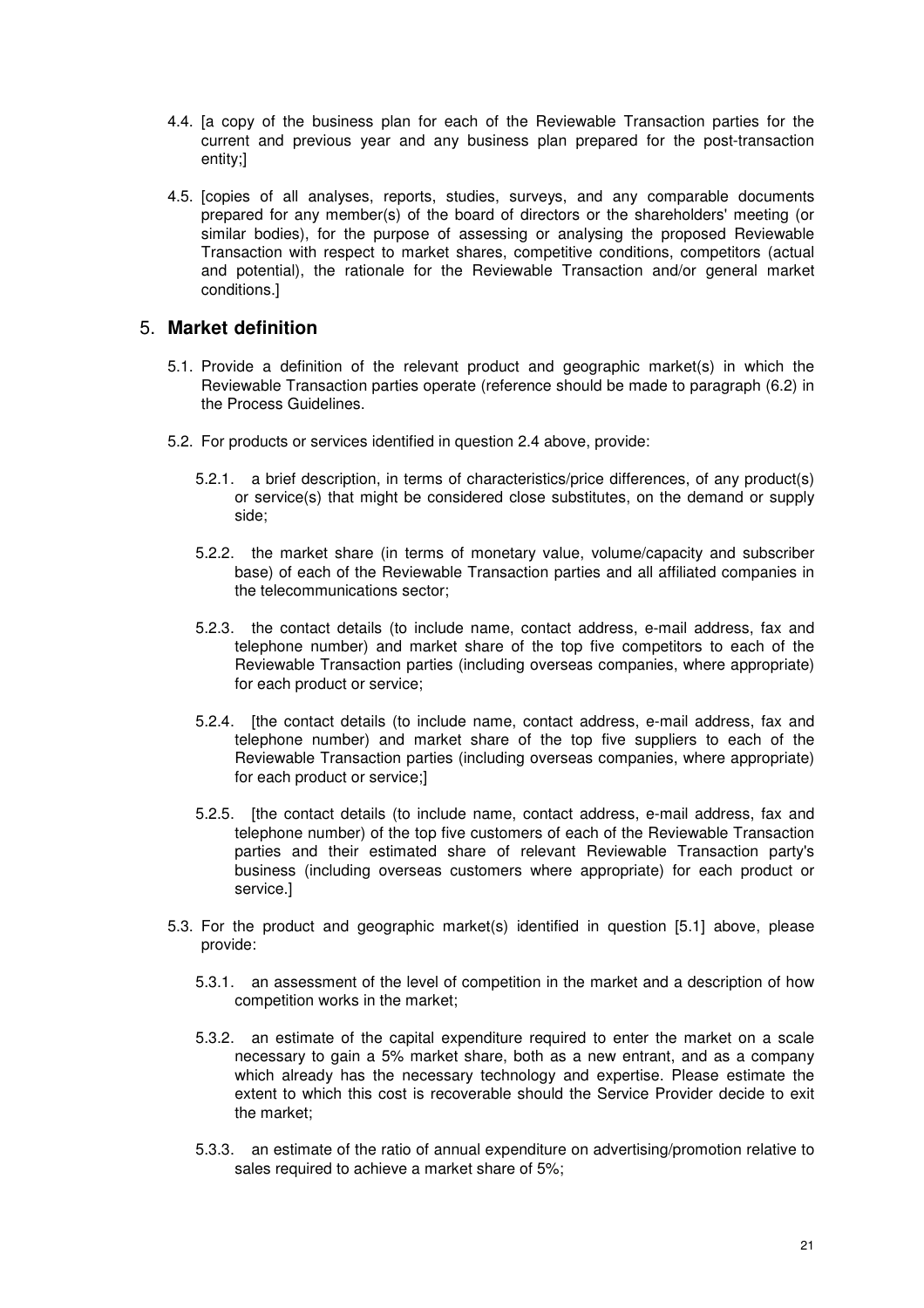4.4. [a copy of the business plan for each of the Reviewable Transaction parties for the current and previous year and any business plan prepared for the post-transaction entity;]

4.5. [copies of all analyses, reports, studies, surveys, and any comparable documents prepared for any member(s) of the board of directors or the shareholders' meeting (or similar bodies), for the purpose of assessing or analysing the proposed Reviewable Transaction with respect to market shares, competitive conditions, competitors (actual and potential), the rationale for the Reviewable Transaction and/or general market conditions.]

## 5. **Market definition**

5.1. Provide a definition of the relevant product and geographic market(s) in which the Reviewable Transaction parties operate (reference should be made to paragraph (6.2) in the Process Guidelines.

5.2. For products or services identified in question 2.4 above, provide:

5.2.1. a brief description, in terms of characteristics/price differences, of any product(s) or service(s) that might be considered close substitutes, on the demand or supply side;

5.2.2. the market share (in terms of monetary value, volume/capacity and subscriber base) of each of the Reviewable Transaction parties and all affiliated companies in the telecommunications sector;

5.2.3. the contact details (to include name, contact address, e-mail address, fax and telephone number) and market share of the top five competitors to each of the Reviewable Transaction parties (including overseas companies, where appropriate) for each product or service;

5.2.4. [the contact details (to include name, contact address, e-mail address, fax and telephone number) and market share of the top five suppliers to each of the Reviewable Transaction parties (including overseas companies, where appropriate) for each product or service;]

5.2.5. [the contact details (to include name, contact address, e-mail address, fax and telephone number) of the top five customers of each of the Reviewable Transaction parties and their estimated share of relevant Reviewable Transaction party's business (including overseas customers where appropriate) for each product or service.]

5.3. For the product and geographic market(s) identified in question [5.1] above, please provide:

5.3.1. an assessment of the level of competition in the market and a description of how competition works in the market;

5.3.2. an estimate of the capital expenditure required to enter the market on a scale necessary to gain a 5% market share, both as a new entrant, and as a company which already has the necessary technology and expertise. Please estimate the extent to which this cost is recoverable should the Service Provider decide to exit the market;

5.3.3. an estimate of the ratio of annual expenditure on advertising/promotion relative to sales required to achieve a market share of 5%;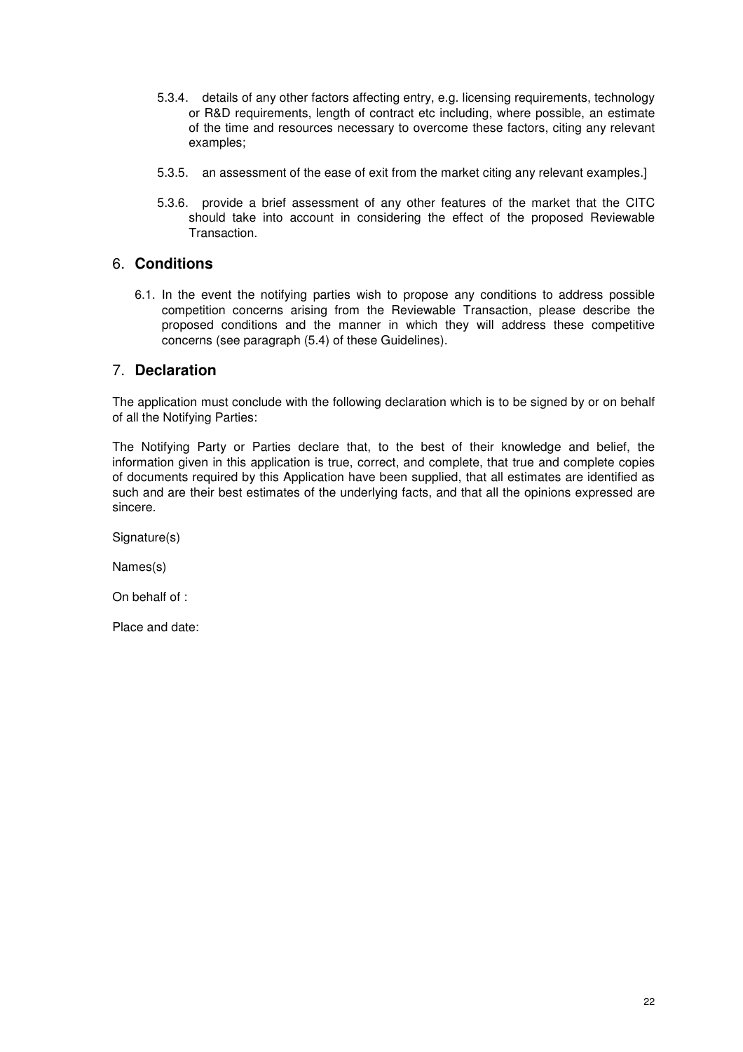5.3.4. details of any other factors affecting entry, e.g. licensing requirements, technology or R&D requirements, length of contract etc including, where possible, an estimate of the time and resources necessary to overcome these factors, citing any relevant examples;

5.3.5. an assessment of the ease of exit from the market citing any relevant examples.]

5.3.6. provide a brief assessment of any other features of the market that the CITC should take into account in considering the effect of the proposed Reviewable Transaction.

## 6. **Conditions**

6.1. In the event the notifying parties wish to propose any conditions to address possible competition concerns arising from the Reviewable Transaction, please describe the proposed conditions and the manner in which they will address these competitive concerns (see paragraph (5.4) of these Guidelines).

## 7. **Declaration**

The application must conclude with the following declaration which is to be signed by or on behalf of all the Notifying Parties:

The Notifying Party or Parties declare that, to the best of their knowledge and belief, the information given in this application is true, correct, and complete, that true and complete copies of documents required by this Application have been supplied, that all estimates are identified as such and are their best estimates of the underlying facts, and that all the opinions expressed are sincere.

Signature(s)

Names(s)

On behalf of :

Place and date: